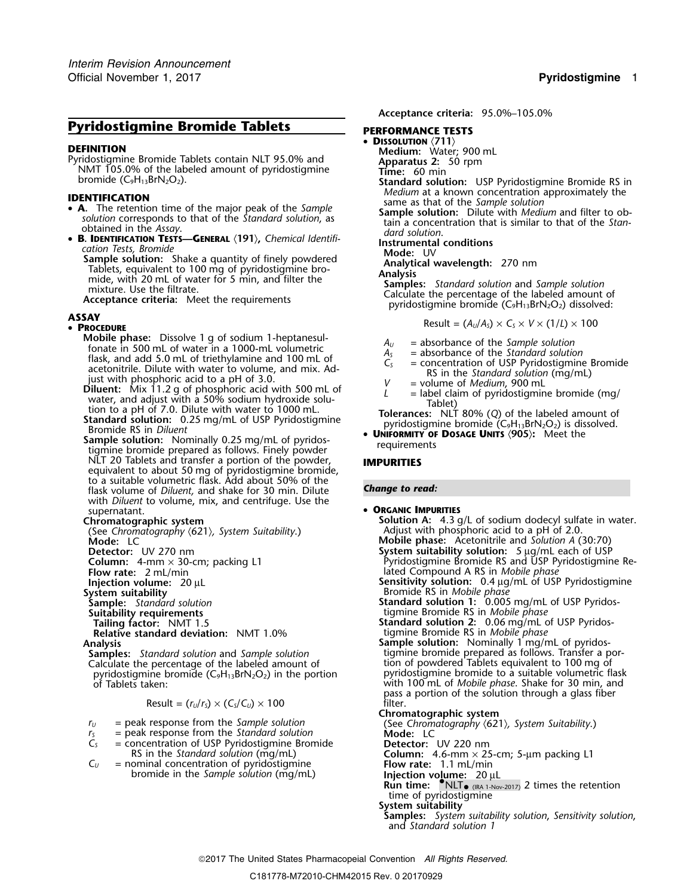# Pyridostigmine Bromide Tablets

## DEFINITION

Pyridostigmine Bromide Tablets contain NLT 95.0% and NMT 105.0% of the labeled amount of pyridostigmine bromide ($C_9H_{13}BrN_2O_2$).

## IDENTIFICATION

- **A.** The retention time of the major peak of the *Sample solution* corresponds to that of the *Standard solution*, as obtained in the *Assay*.
- **B. Identification Tests—General ⟨191⟩,** *Chemical Identification Tests, Bromide*

  **Sample solution:** Shake a quantity of finely powdered Tablets, equivalent to 100 mg of pyridostigmine bromide, with 20 mL of water for 5 min, and filter the mixture. Use the filtrate.

  **Acceptance criteria:** Meet the requirements

## ASSAY

- **Procedure**

  **Mobile phase:** Dissolve 1 g of sodium 1-heptanesulfonate in 500 mL of water in a 1000-mL volumetric flask, and add 5.0 mL of triethylamine and 100 mL of acetonitrile. Dilute with water to volume, and mix. Adjust with phosphoric acid to a pH of 3.0.

  **Diluent:** Mix 11.2 g of phosphoric acid with 500 mL of water, and adjust with a 50% sodium hydroxide solution to a pH of 7.0. Dilute with water to 1000 mL.

  **Standard solution:** 0.25 mg/mL of USP Pyridostigmine Bromide RS in *Diluent*

  **Sample solution:** Nominally 0.25 mg/mL of pyridostigmine bromide prepared as follows. Finely powder NLT 20 Tablets and transfer a portion of the powder, equivalent to about 50 mg of pyridostigmine bromide, to a suitable volumetric flask. Add about 50% of the flask volume of *Diluent*, and shake for 30 min. Dilute with *Diluent* to volume, mix, and centrifuge. Use the supernatant.

  **Chromatographic system**

  (See *Chromatography* ⟨621⟩, *System Suitability*.)

  **Mode:** LC

  **Detector:** UV 270 nm

  **Column:** 4-mm × 30-cm; packing L1

  **Flow rate:** 2 mL/min

  **Injection volume:** 20 µL

  **System suitability**

  **Sample:** *Standard solution*

  **Suitability requirements**

  **Tailing factor:** NMT 1.5

  **Relative standard deviation:** NMT 1.0%

  **Analysis**

  **Samples:** *Standard solution* and *Sample solution*

  Calculate the percentage of the labeled amount of pyridostigmine bromide ($C_9H_{13}BrN_2O_2$) in the portion of Tablets taken:

  $$\text{Result} = (r_U/r_S) \times (C_S/C_U) \times 100$$

  $r_U$ = peak response from the *Sample solution*
  $r_S$ = peak response from the *Standard solution*
  $C_S$ = concentration of USP Pyridostigmine Bromide RS in the *Standard solution* (mg/mL)
  $C_U$ = nominal concentration of pyridostigmine bromide in the *Sample solution* (mg/mL)

  **Acceptance criteria:** 95.0%–105.0%

## PERFORMANCE TESTS

- **Dissolution ⟨711⟩**

  **Medium:** Water; 900 mL

  **Apparatus 2:** 50 rpm

  **Time:** 60 min

  **Standard solution:** USP Pyridostigmine Bromide RS in *Medium* at a known concentration approximately the same as that of the *Sample solution*

  **Sample solution:** Dilute with *Medium* and filter to obtain a concentration that is similar to that of the *Standard solution*.

  **Instrumental conditions**

  **Mode:** UV

  **Analytical wavelength:** 270 nm

  **Analysis**

  **Samples:** *Standard solution* and *Sample solution*

  Calculate the percentage of the labeled amount of pyridostigmine bromide ($C_9H_{13}BrN_2O_2$) dissolved:

  $$\text{Result} = (A_U/A_S) \times C_S \times V \times (1/L) \times 100$$

  $A_U$ = absorbance of the *Sample solution*
  $A_S$ = absorbance of the *Standard solution*
  $C_S$ = concentration of USP Pyridostigmine Bromide RS in the *Standard solution* (mg/mL)
  $V$ = volume of *Medium*, 900 mL
  $L$ = label claim of pyridostigmine bromide (mg/Tablet)

  **Tolerances:** NLT 80% (*Q*) of the labeled amount of pyridostigmine bromide ($C_9H_{13}BrN_2O_2$) is dissolved.

- **Uniformity of Dosage Units ⟨905⟩:** Meet the requirements

## IMPURITIES

*Change to read:*

- **Organic Impurities**

  **Solution A:** 4.3 g/L of sodium dodecyl sulfate in water. Adjust with phosphoric acid to a pH of 2.0.

  **Mobile phase:** Acetonitrile and *Solution A* (30:70)

  **System suitability solution:** 5 µg/mL each of USP Pyridostigmine Bromide RS and USP Pyridostigmine Related Compound A RS in *Mobile phase*

  **Sensitivity solution:** 0.4 µg/mL of USP Pyridostigmine Bromide RS in *Mobile phase*

  **Standard solution 1:** 0.005 mg/mL of USP Pyridostigmine Bromide RS in *Mobile phase*

  **Standard solution 2:** 0.06 mg/mL of USP Pyridostigmine Bromide RS in *Mobile phase*

  **Sample solution:** Nominally 1 mg/mL of pyridostigmine bromide prepared as follows. Transfer a portion of powdered Tablets equivalent to 100 mg of pyridostigmine bromide to a suitable volumetric flask with 100 mL of *Mobile phase*. Shake for 30 min, and pass a portion of the solution through a glass fiber filter.

  **Chromatographic system**

  (See *Chromatography* ⟨621⟩, *System Suitability*.)

  **Mode:** LC

  **Detector:** UV 220 nm

  **Column:** 4.6-mm × 25-cm; 5-µm packing L1

  **Flow rate:** 1.1 mL/min

  **Injection volume:** 20 µL

  **Run time:** •NLT• (IRA 1-Nov-2017) 2 times the retention time of pyridostigmine

  **System suitability**

  **Samples:** *System suitability solution*, *Sensitivity solution*, and *Standard solution 1*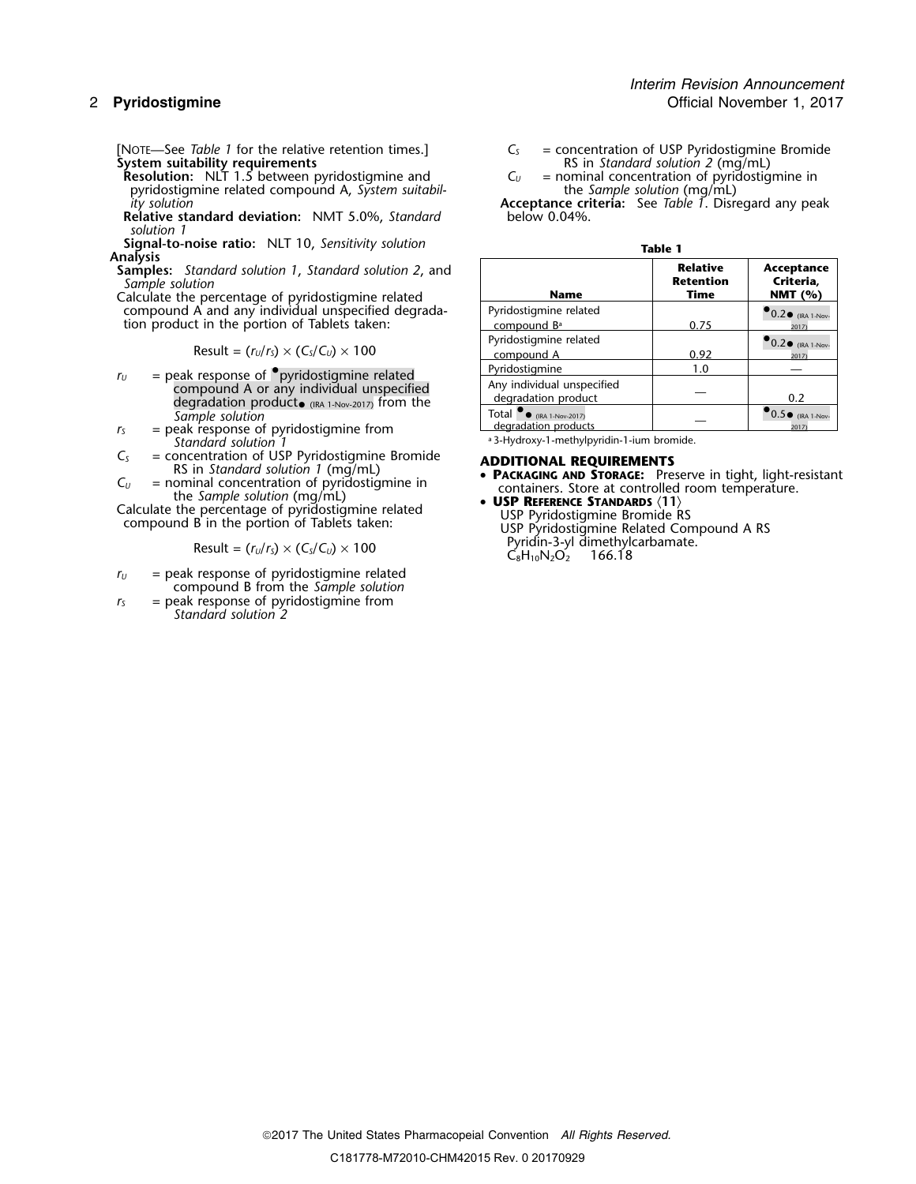[NOTE—See *Table 1* for the relative retention times.]

**System suitability requirements**

**Resolution:** NLT 1.5 between pyridostigmine and pyridostigmine related compound A, *System suitability solution*

**Relative standard deviation:** NMT 5.0%, *Standard solution 1*

**Signal-to-noise ratio:** NLT 10, *Sensitivity solution*

**Analysis**

**Samples:** *Standard solution 1*, *Standard solution 2*, and *Sample solution*

Calculate the percentage of pyridostigmine related compound A and any individual unspecified degradation product in the portion of Tablets taken:

$$\text{Result} = (r_U/r_S) \times (C_S/C_U) \times 100$$

$r_U$ = peak response of ●pyridostigmine related compound A or any individual unspecified degradation product● (IRA 1-Nov-2017) from the *Sample solution*

$r_S$ = peak response of pyridostigmine from *Standard solution 1*

$C_S$ = concentration of USP Pyridostigmine Bromide RS in *Standard solution 1* (mg/mL)

$C_U$ = nominal concentration of pyridostigmine in the *Sample solution* (mg/mL)

Calculate the percentage of pyridostigmine related compound B in the portion of Tablets taken:

$$\text{Result} = (r_U/r_S) \times (C_S/C_U) \times 100$$

$r_U$ = peak response of pyridostigmine related compound B from the *Sample solution*

$r_S$ = peak response of pyridostigmine from *Standard solution 2*

$C_S$ = concentration of USP Pyridostigmine Bromide RS in *Standard solution 2* (mg/mL)

$C_U$ = nominal concentration of pyridostigmine in the *Sample solution* (mg/mL)

**Acceptance criteria:** See *Table 1*. Disregard any peak below 0.04%.

**Table 1**

| Name | Relative Retention Time | Acceptance Criteria, NMT (%) |
|---|---|---|
| Pyridostigmine related compound B[a] | 0.75 | ●0.2● (IRA 1-Nov-2017) |
| Pyridostigmine related compound A | 0.92 | ●0.2● (IRA 1-Nov-2017) |
| Pyridostigmine | 1.0 | — |
| Any individual unspecified degradation product | — | 0.2 |
| Total ●● (IRA 1-Nov-2017) degradation products | — | ●0.5● (IRA 1-Nov-2017) |

[a] 3-Hydroxy-1-methylpyridin-1-ium bromide.

### ADDITIONAL REQUIREMENTS

- **PACKAGING AND STORAGE:** Preserve in tight, light-resistant containers. Store at controlled room temperature.
- **USP REFERENCE STANDARDS ⟨11⟩**

  USP Pyridostigmine Bromide RS

  USP Pyridostigmine Related Compound A RS

  Pyridin-3-yl dimethylcarbamate.

  $C_8H_{10}N_2O_2$ 166.18